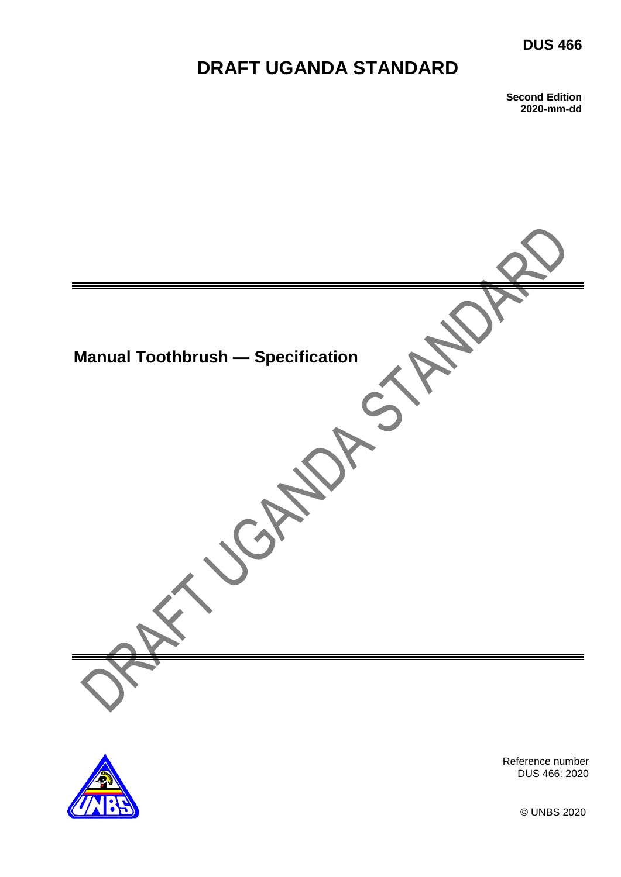DUS 466

# DRAFT UGANDA STANDARD

**Second Edition**
**2020-mm-dd**

## Manual Toothbrush — Specification

Reference number
DUS 466: 2020

© UNBS 2020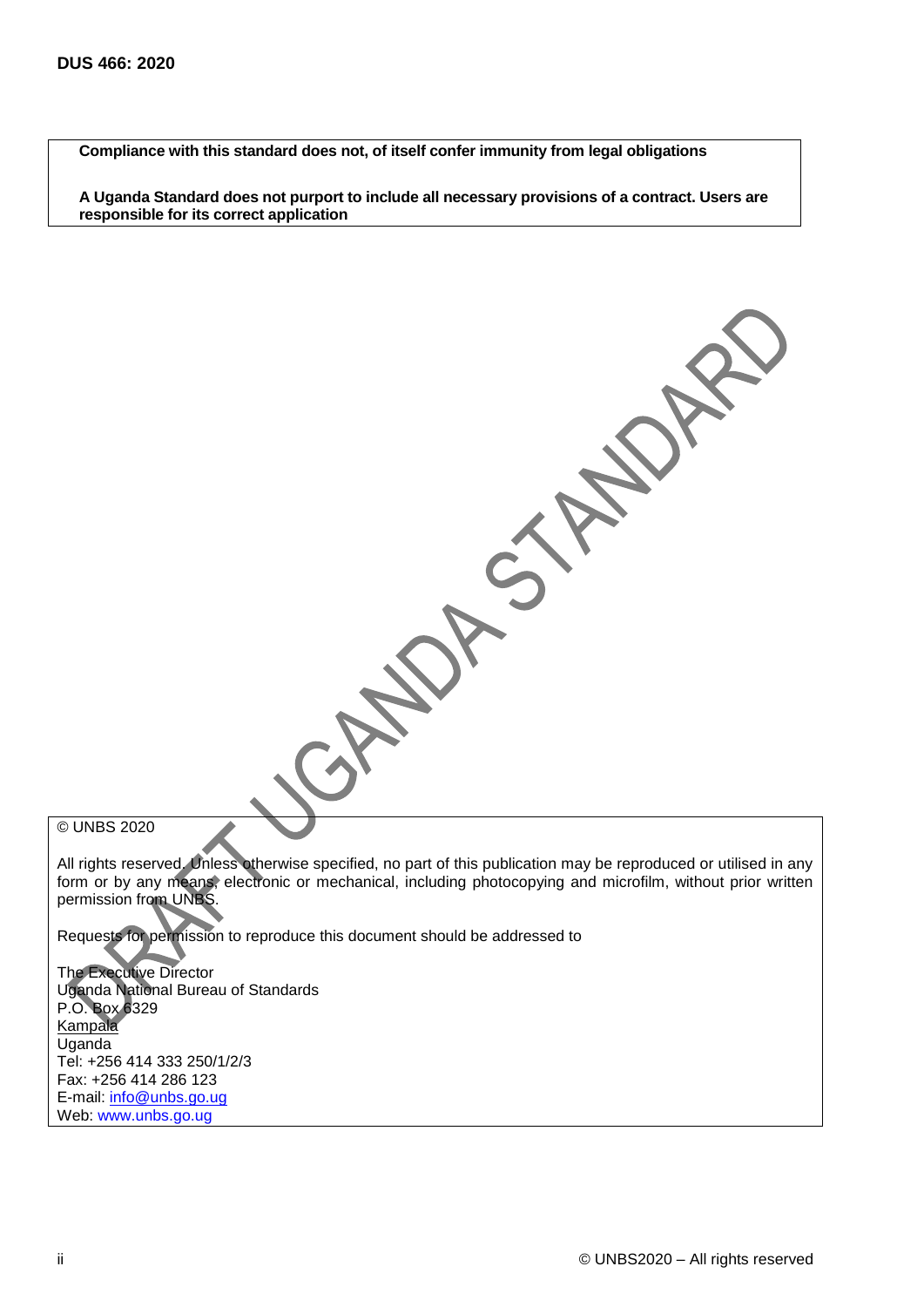**Compliance with this standard does not, of itself confer immunity from legal obligations**

**A Uganda Standard does not purport to include all necessary provisions of a contract. Users are responsible for its correct application**

© UNBS 2020

All rights reserved. Unless otherwise specified, no part of this publication may be reproduced or utilised in any form or by any means, electronic or mechanical, including photocopying and microfilm, without prior written permission from UNBS.

Requests for permission to reproduce this document should be addressed to

The Executive Director
Uganda National Bureau of Standards
P.O. Box 6329
Kampala
Uganda
Tel: +256 414 333 250/1/2/3
Fax: +256 414 286 123
E-mail: info@unbs.go.ug
Web: www.unbs.go.ug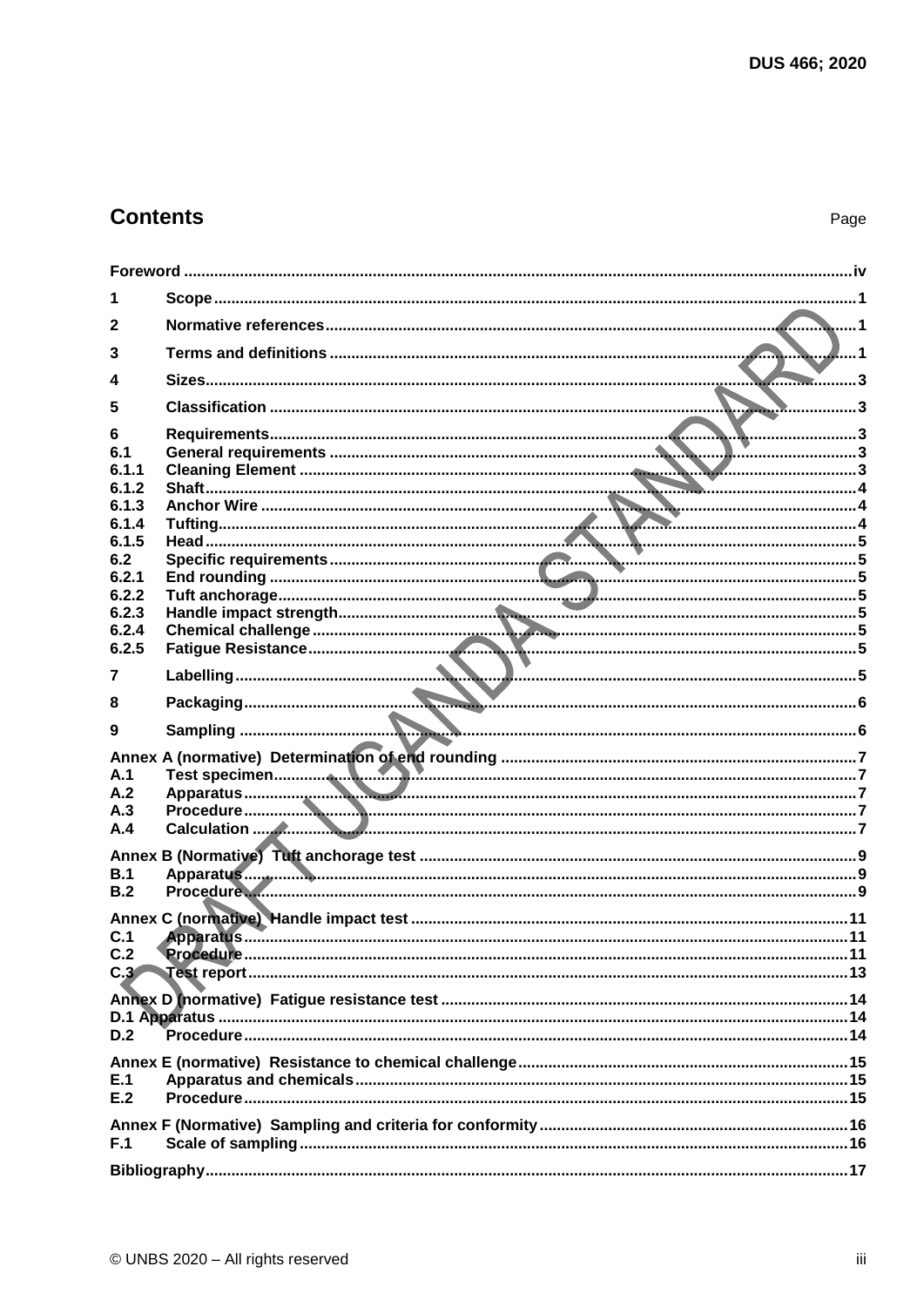# Contents

Page

**Foreword** .......... iv

**1 Scope** .......... 1

**2 Normative references** .......... 1

**3 Terms and definitions** .......... 1

**4 Sizes** .......... 3

**5 Classification** .......... 3

**6 Requirements** .......... 3

**6.1 General requirements** .......... 3

**6.1.1 Cleaning Element** .......... 3

**6.1.2 Shaft** .......... 4

**6.1.3 Anchor Wire** .......... 4

**6.1.4 Tufting** .......... 4

**6.1.5 Head** .......... 5

**6.2 Specific requirements** .......... 5

**6.2.1 End rounding** .......... 5

**6.2.2 Tuft anchorage** .......... 5

**6.2.3 Handle impact strength** .......... 5

**6.2.4 Chemical challenge** .......... 5

**6.2.5 Fatigue Resistance** .......... 5

**7 Labelling** .......... 5

**8 Packaging** .......... 6

**9 Sampling** .......... 6

**Annex A (normative) Determination of end rounding** .......... 7

**A.1 Test specimen** .......... 7

**A.2 Apparatus** .......... 7

**A.3 Procedure** .......... 7

**A.4 Calculation** .......... 7

**Annex B (Normative) Tuft anchorage test** .......... 9

**B.1 Apparatus** .......... 9

**B.2 Procedure** .......... 9

**Annex C (normative) Handle impact test** .......... 11

**C.1 Apparatus** .......... 11

**C.2 Procedure** .......... 11

**C.3 Test report** .......... 13

**Annex D (normative) Fatigue resistance test** .......... 14

**D.1 Apparatus** .......... 14

**D.2 Procedure** .......... 14

**Annex E (normative) Resistance to chemical challenge** .......... 15

**E.1 Apparatus and chemicals** .......... 15

**E.2 Procedure** .......... 15

**Annex F (Normative) Sampling and criteria for conformity** .......... 16

**F.1 Scale of sampling** .......... 16

**Bibliography** .......... 17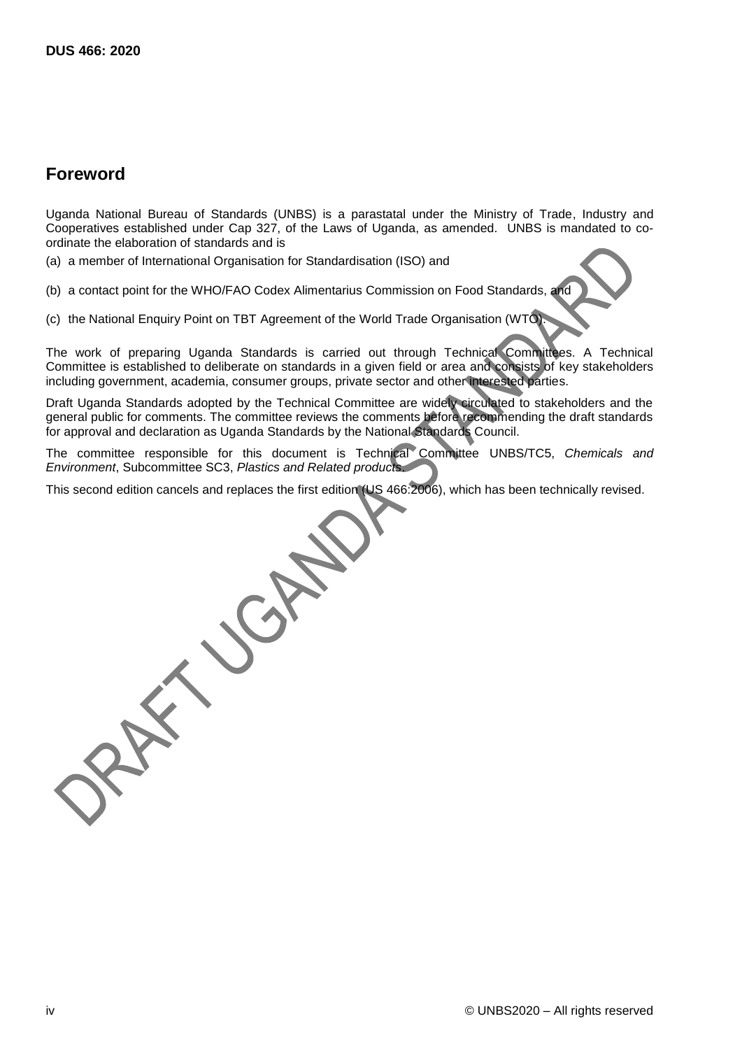## Foreword

Uganda National Bureau of Standards (UNBS) is a parastatal under the Ministry of Trade, Industry and Cooperatives established under Cap 327, of the Laws of Uganda, as amended. UNBS is mandated to co-ordinate the elaboration of standards and is

(a) a member of International Organisation for Standardisation (ISO) and

(b) a contact point for the WHO/FAO Codex Alimentarius Commission on Food Standards, and

(c) the National Enquiry Point on TBT Agreement of the World Trade Organisation (WTO).

The work of preparing Uganda Standards is carried out through Technical Committees. A Technical Committee is established to deliberate on standards in a given field or area and consists of key stakeholders including government, academia, consumer groups, private sector and other interested parties.

Draft Uganda Standards adopted by the Technical Committee are widely circulated to stakeholders and the general public for comments. The committee reviews the comments before recommending the draft standards for approval and declaration as Uganda Standards by the National Standards Council.

The committee responsible for this document is Technical Committee UNBS/TC5, *Chemicals and Environment*, Subcommittee SC3, *Plastics and Related products*.

This second edition cancels and replaces the first edition (US 466:2006), which has been technically revised.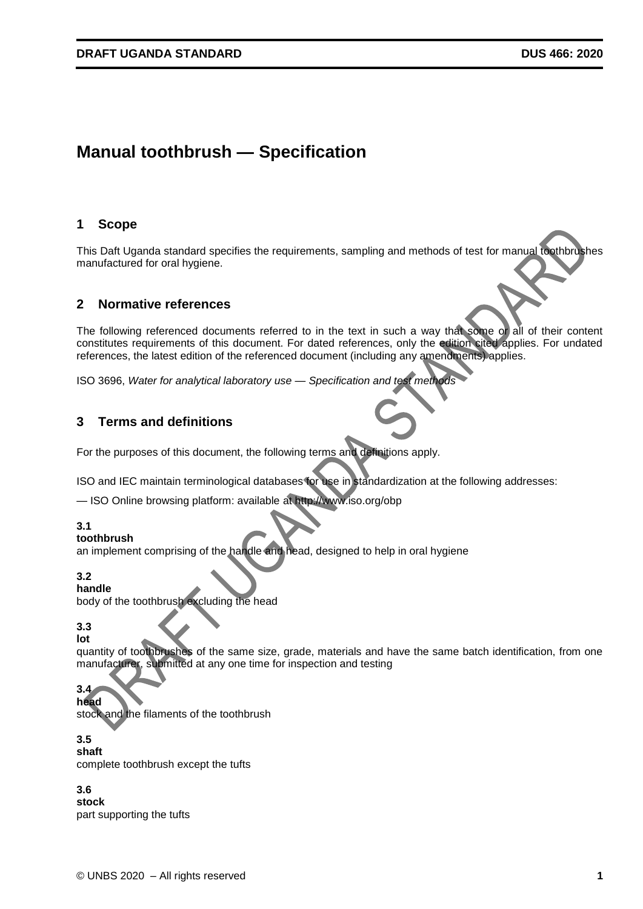# Manual toothbrush — Specification

## 1 Scope

This Daft Uganda standard specifies the requirements, sampling and methods of test for manual toothbrushes manufactured for oral hygiene.

## 2 Normative references

The following referenced documents referred to in the text in such a way that some or all of their content constitutes requirements of this document. For dated references, only the edition cited applies. For undated references, the latest edition of the referenced document (including any amendments) applies.

ISO 3696, *Water for analytical laboratory use — Specification and test methods*

## 3 Terms and definitions

For the purposes of this document, the following terms and definitions apply.

ISO and IEC maintain terminological databases for use in standardization at the following addresses:

— ISO Online browsing platform: available at http://www.iso.org/obp

**3.1**
**toothbrush**
an implement comprising of the handle and head, designed to help in oral hygiene

**3.2**
**handle**
body of the toothbrush excluding the head

**3.3**
**lot**
quantity of toothbrushes of the same size, grade, materials and have the same batch identification, from one manufacturer, submitted at any one time for inspection and testing

**3.4**
**head**
stock and the filaments of the toothbrush

**3.5**
**shaft**
complete toothbrush except the tufts

**3.6**
**stock**
part supporting the tufts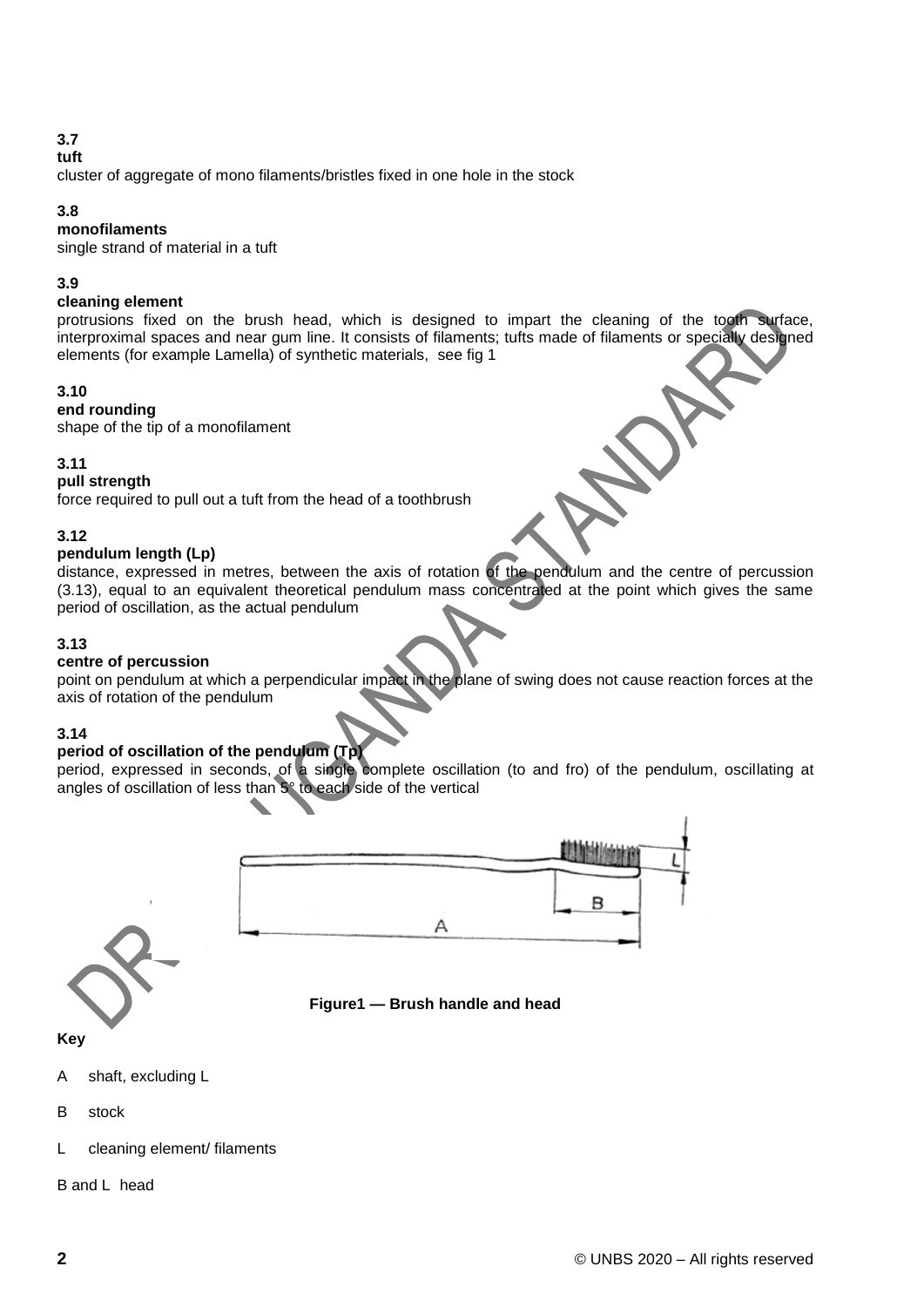**3.7**
**tuft**
cluster of aggregate of mono filaments/bristles fixed in one hole in the stock

**3.8**
**monofilaments**
single strand of material in a tuft

**3.9**
**cleaning element**
protrusions fixed on the brush head, which is designed to impart the cleaning of the tooth surface, interproximal spaces and near gum line. It consists of filaments; tufts made of filaments or specially designed elements (for example Lamella) of synthetic materials, see fig 1

**3.10**
**end rounding**
shape of the tip of a monofilament

**3.11**
**pull strength**
force required to pull out a tuft from the head of a toothbrush

**3.12**
**pendulum length (Lp)**
distance, expressed in metres, between the axis of rotation of the pendulum and the centre of percussion (3.13), equal to an equivalent theoretical pendulum mass concentrated at the point which gives the same period of oscillation, as the actual pendulum

**3.13**
**centre of percussion**
point on pendulum at which a perpendicular impact in the plane of swing does not cause reaction forces at the axis of rotation of the pendulum

**3.14**
**period of oscillation of the pendulum (Tp)**
period, expressed in seconds, of a single complete oscillation (to and fro) of the pendulum, oscillating at angles of oscillation of less than 5° to each side of the vertical

**Figure1 — Brush handle and head**

**Key**

A shaft, excluding L

B stock

L cleaning element/ filaments

B and L head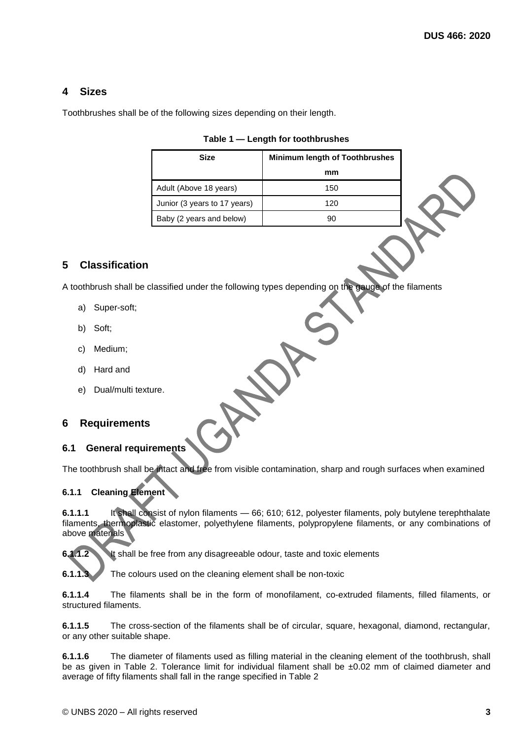## 4 Sizes

Toothbrushes shall be of the following sizes depending on their length.

**Table 1 — Length for toothbrushes**

| Size | Minimum length of Toothbrushes mm |
|---|---|
| Adult (Above 18 years) | 150 |
| Junior (3 years to 17 years) | 120 |
| Baby (2 years and below) | 90 |

## 5 Classification

A toothbrush shall be classified under the following types depending on the gauge of the filaments

a) Super-soft;

b) Soft;

c) Medium;

d) Hard and

e) Dual/multi texture.

## 6 Requirements

### 6.1 General requirements

The toothbrush shall be intact and free from visible contamination, sharp and rough surfaces when examined

#### 6.1.1 Cleaning Element

**6.1.1.1** It shall consist of nylon filaments — 66; 610; 612, polyester filaments, poly butylene terephthalate filaments, thermoplastic elastomer, polyethylene filaments, polypropylene filaments, or any combinations of above materials

**6.1.1.2** It shall be free from any disagreeable odour, taste and toxic elements

**6.1.1.3** The colours used on the cleaning element shall be non-toxic

**6.1.1.4** The filaments shall be in the form of monofilament, co-extruded filaments, filled filaments, or structured filaments.

**6.1.1.5** The cross-section of the filaments shall be of circular, square, hexagonal, diamond, rectangular, or any other suitable shape.

**6.1.1.6** The diameter of filaments used as filling material in the cleaning element of the toothbrush, shall be as given in Table 2. Tolerance limit for individual filament shall be ±0.02 mm of claimed diameter and average of fifty filaments shall fall in the range specified in Table 2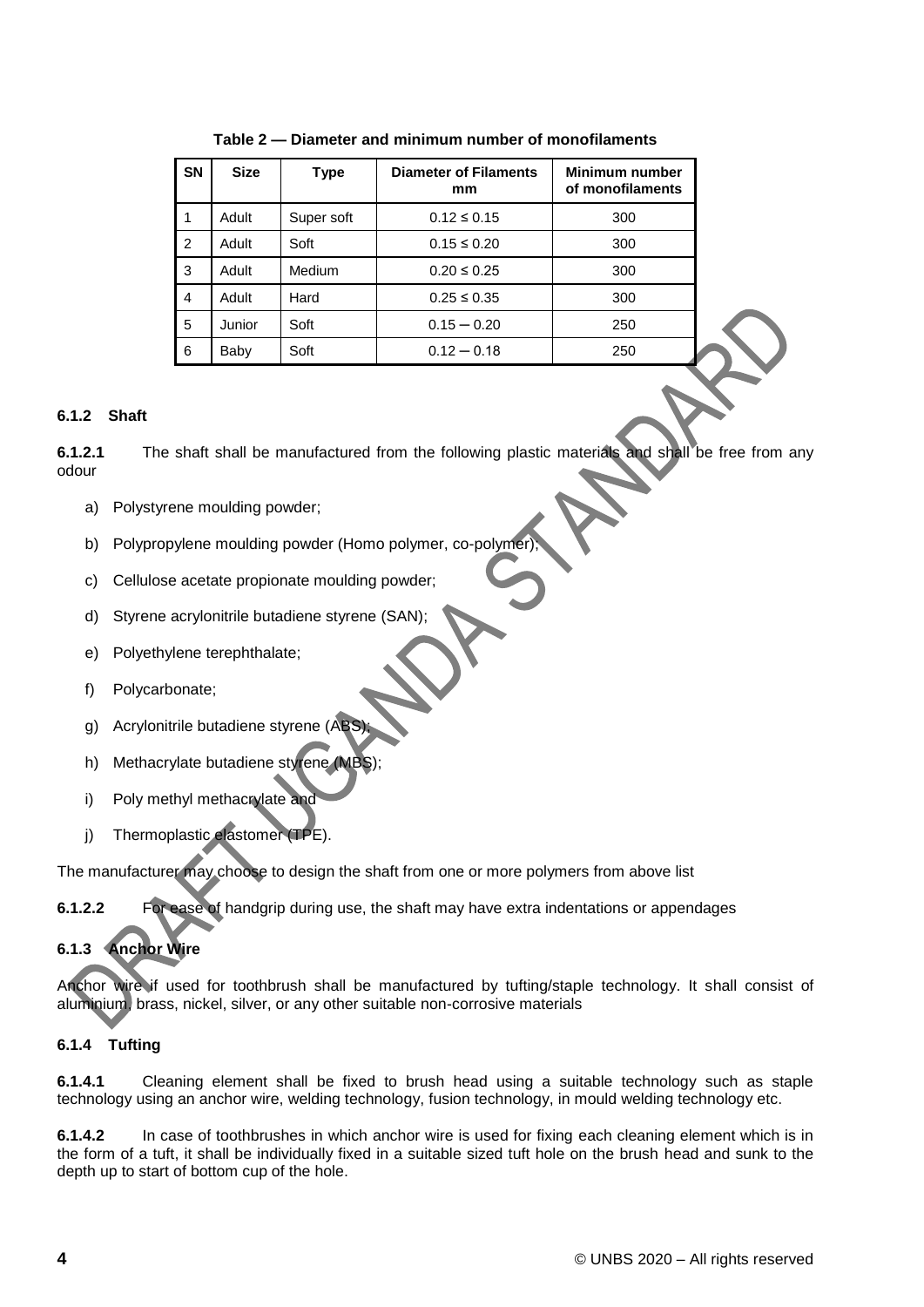**Table 2 — Diameter and minimum number of monofilaments**

| SN | Size | Type | Diameter of Filaments mm | Minimum number of monofilaments |
|---|---|---|---|---|
| 1 | Adult | Super soft | 0.12 ≤ 0.15 | 300 |
| 2 | Adult | Soft | 0.15 ≤ 0.20 | 300 |
| 3 | Adult | Medium | 0.20 ≤ 0.25 | 300 |
| 4 | Adult | Hard | 0.25 ≤ 0.35 | 300 |
| 5 | Junior | Soft | 0.15 ─ 0.20 | 250 |
| 6 | Baby | Soft | 0.12 ─ 0.18 | 250 |

### 6.1.2 Shaft

**6.1.2.1** The shaft shall be manufactured from the following plastic materials and shall be free from any odour

a) Polystyrene moulding powder;

b) Polypropylene moulding powder (Homo polymer, co-polymer);

c) Cellulose acetate propionate moulding powder;

d) Styrene acrylonitrile butadiene styrene (SAN);

e) Polyethylene terephthalate;

f) Polycarbonate;

g) Acrylonitrile butadiene styrene (ABS);

h) Methacrylate butadiene styrene (MBS);

i) Poly methyl methacrylate and

j) Thermoplastic elastomer (TPE).

The manufacturer may choose to design the shaft from one or more polymers from above list

**6.1.2.2** For ease of handgrip during use, the shaft may have extra indentations or appendages

### 6.1.3 Anchor Wire

Anchor wire if used for toothbrush shall be manufactured by tufting/staple technology. It shall consist of aluminium, brass, nickel, silver, or any other suitable non-corrosive materials

### 6.1.4 Tufting

**6.1.4.1** Cleaning element shall be fixed to brush head using a suitable technology such as staple technology using an anchor wire, welding technology, fusion technology, in mould welding technology etc.

**6.1.4.2** In case of toothbrushes in which anchor wire is used for fixing each cleaning element which is in the form of a tuft, it shall be individually fixed in a suitable sized tuft hole on the brush head and sunk to the depth up to start of bottom cup of the hole.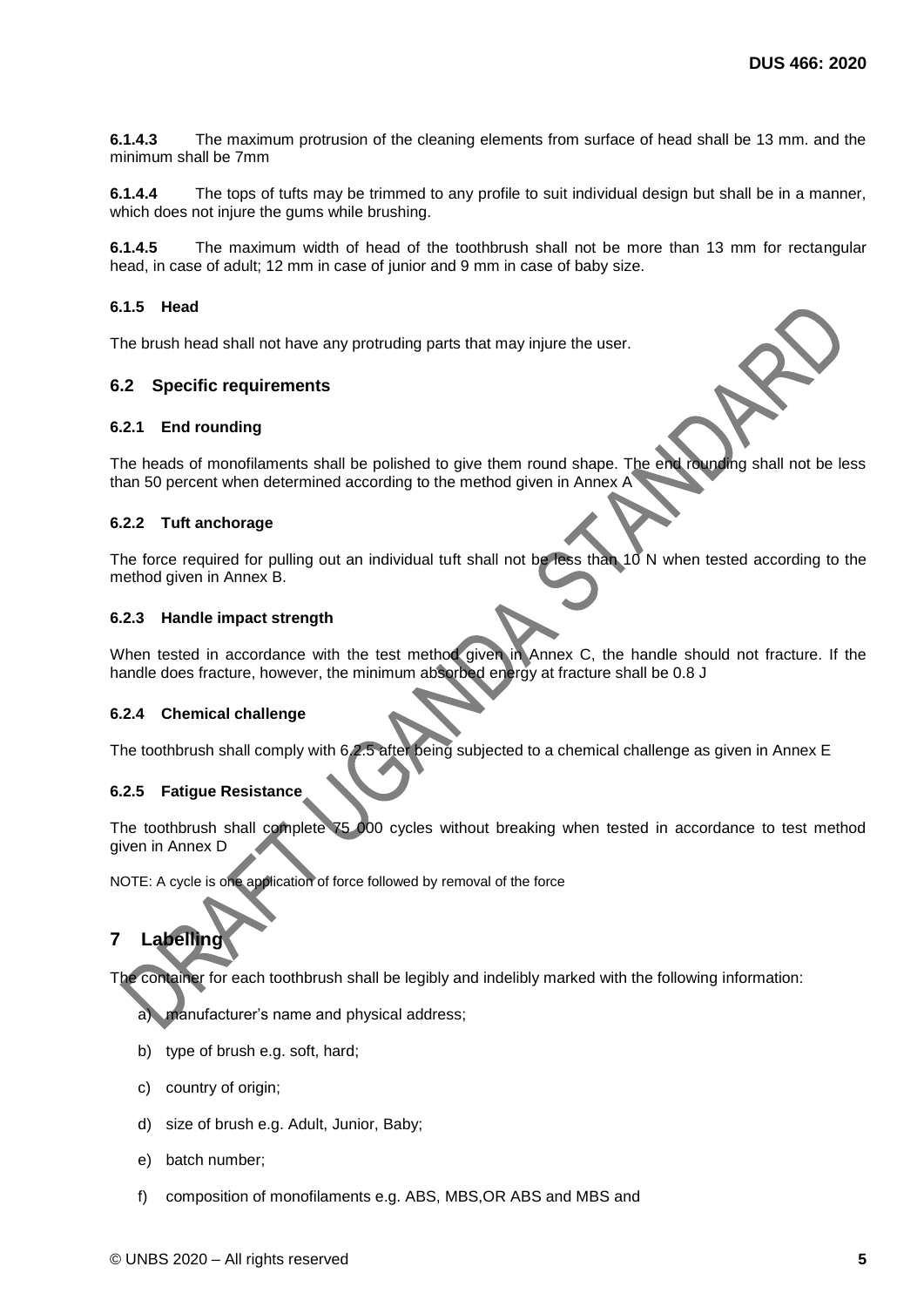**6.1.4.3** The maximum protrusion of the cleaning elements from surface of head shall be 13 mm. and the minimum shall be 7mm

**6.1.4.4** The tops of tufts may be trimmed to any profile to suit individual design but shall be in a manner, which does not injure the gums while brushing.

**6.1.4.5** The maximum width of head of the toothbrush shall not be more than 13 mm for rectangular head, in case of adult; 12 mm in case of junior and 9 mm in case of baby size.

#### 6.1.5 Head

The brush head shall not have any protruding parts that may injure the user.

### 6.2 Specific requirements

#### 6.2.1 End rounding

The heads of monofilaments shall be polished to give them round shape. The end rounding shall not be less than 50 percent when determined according to the method given in Annex A

#### 6.2.2 Tuft anchorage

The force required for pulling out an individual tuft shall not be less than 10 N when tested according to the method given in Annex B.

#### 6.2.3 Handle impact strength

When tested in accordance with the test method given in Annex C, the handle should not fracture. If the handle does fracture, however, the minimum absorbed energy at fracture shall be 0.8 J

#### 6.2.4 Chemical challenge

The toothbrush shall comply with 6.2.5 after being subjected to a chemical challenge as given in Annex E

#### 6.2.5 Fatigue Resistance

The toothbrush shall complete 75 000 cycles without breaking when tested in accordance to test method given in Annex D

NOTE: A cycle is one application of force followed by removal of the force

## 7 Labelling

The container for each toothbrush shall be legibly and indelibly marked with the following information:

a) manufacturer's name and physical address;

b) type of brush e.g. soft, hard;

c) country of origin;

d) size of brush e.g. Adult, Junior, Baby;

e) batch number;

f) composition of monofilaments e.g. ABS, MBS,OR ABS and MBS and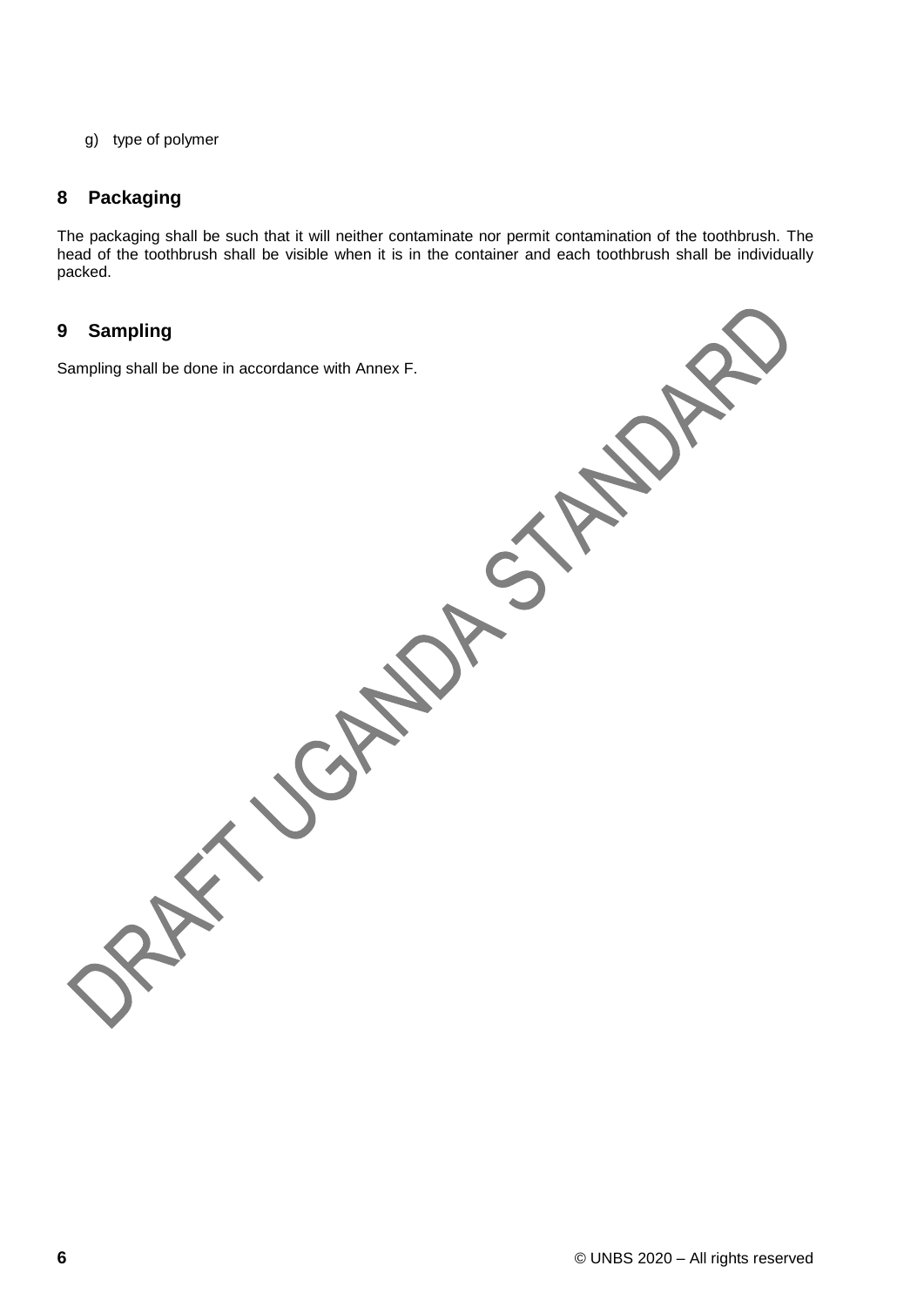g) type of polymer

## 8 Packaging

The packaging shall be such that it will neither contaminate nor permit contamination of the toothbrush. The head of the toothbrush shall be visible when it is in the container and each toothbrush shall be individually packed.

## 9 Sampling

Sampling shall be done in accordance with Annex F.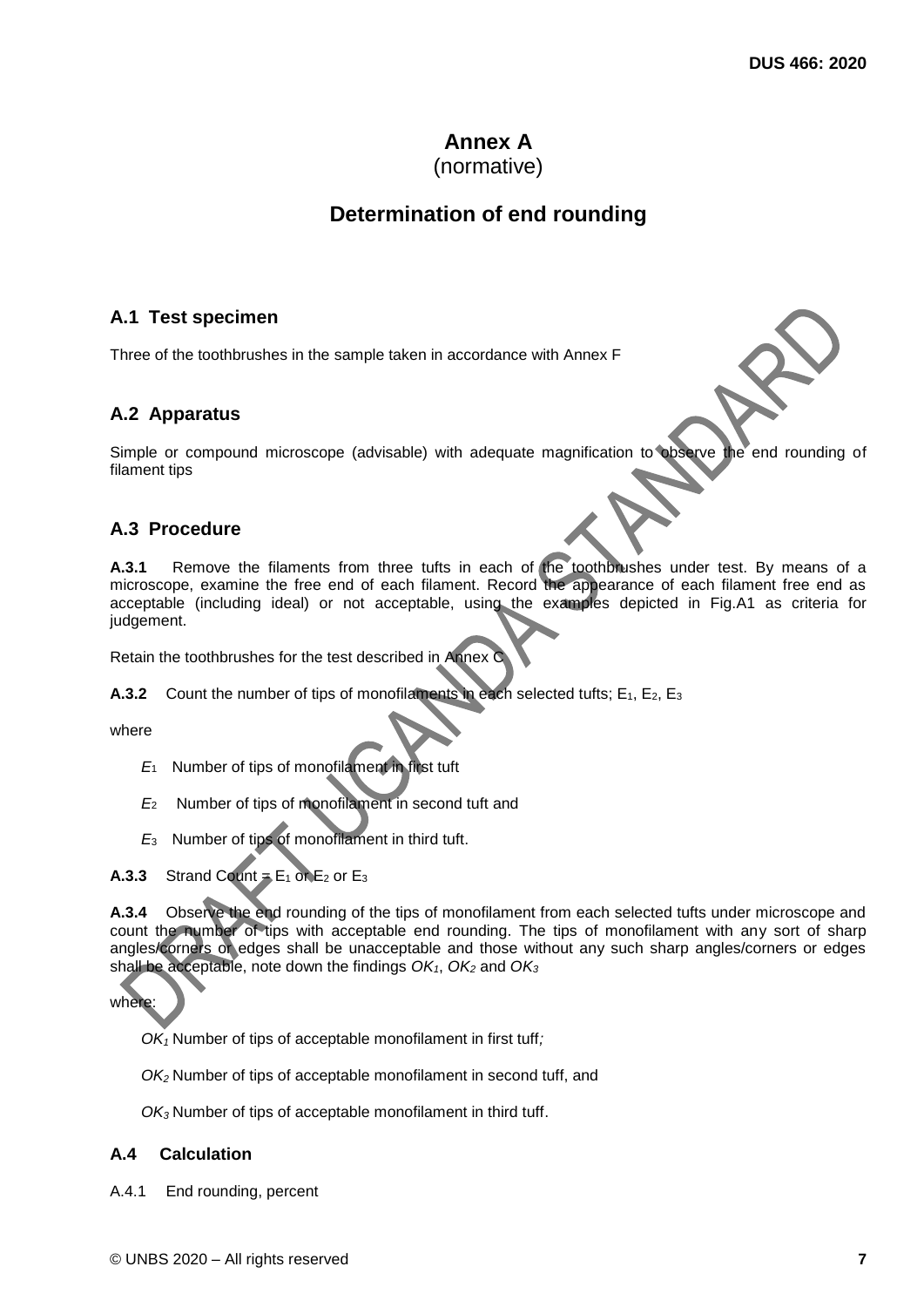# Annex A
(normative)

## Determination of end rounding

### A.1 Test specimen

Three of the toothbrushes in the sample taken in accordance with Annex F

### A.2 Apparatus

Simple or compound microscope (advisable) with adequate magnification to observe the end rounding of filament tips

### A.3 Procedure

**A.3.1** Remove the filaments from three tufts in each of the toothbrushes under test. By means of a microscope, examine the free end of each filament. Record the appearance of each filament free end as acceptable (including ideal) or not acceptable, using the examples depicted in Fig.A1 as criteria for judgement.

Retain the toothbrushes for the test described in Annex C

**A.3.2** Count the number of tips of monofilaments in each selected tufts; $E_1$, $E_2$, $E_3$

where

$E_1$ Number of tips of monofilament in first tuft

$E_2$ Number of tips of monofilament in second tuft and

$E_3$ Number of tips of monofilament in third tuft.

**A.3.3** Strand Count = $E_1$ or $E_2$ or $E_3$

**A.3.4** Observe the end rounding of the tips of monofilament from each selected tufts under microscope and count the number of tips with acceptable end rounding. The tips of monofilament with any sort of sharp angles/corners or edges shall be unacceptable and those without any such sharp angles/corners or edges shall be acceptable, note down the findings $OK_1$, $OK_2$ and $OK_3$

where:

$OK_1$ Number of tips of acceptable monofilament in first tuff;

$OK_2$ Number of tips of acceptable monofilament in second tuff, and

$OK_3$ Number of tips of acceptable monofilament in third tuff.

### A.4 Calculation

A.4.1 End rounding, percent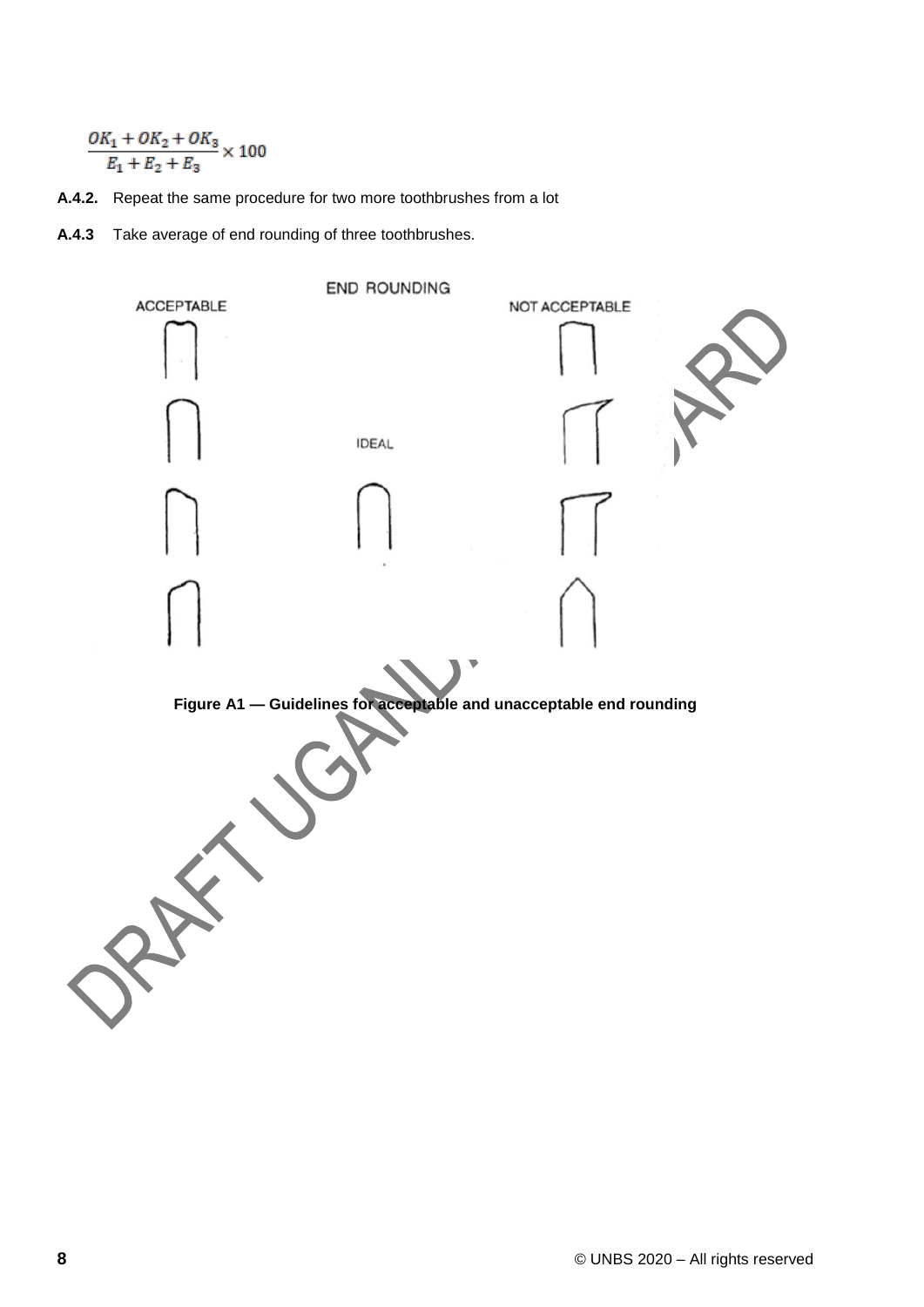$$\frac{OK_1 + OK_2 + OK_3}{E_1 + E_2 + E_3} \times 100$$

**A.4.2.** Repeat the same procedure for two more toothbrushes from a lot

**A.4.3** Take average of end rounding of three toothbrushes.

END ROUNDING

ACCEPTABLE

IDEAL

NOT ACCEPTABLE

**Figure A1 — Guidelines for acceptable and unacceptable end rounding**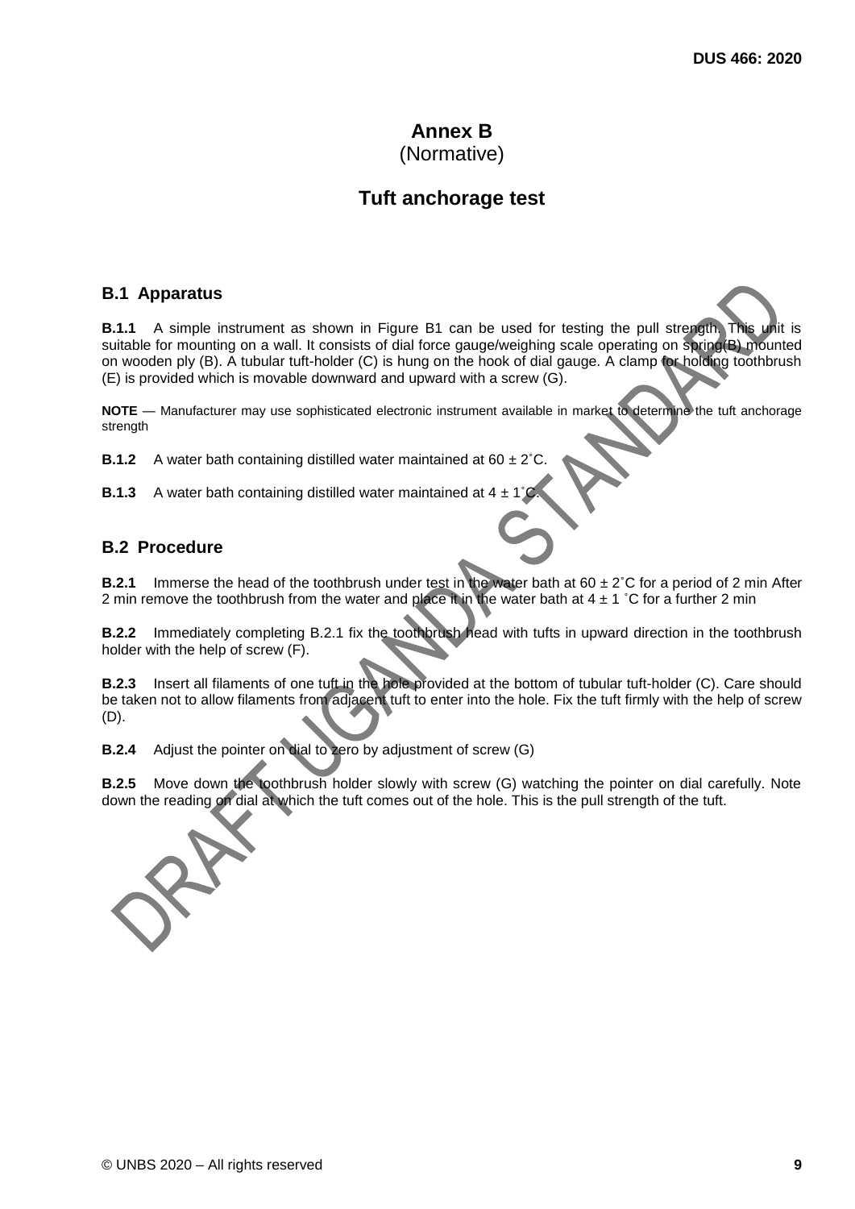# Annex B

(Normative)

## Tuft anchorage test

### B.1 Apparatus

**B.1.1** A simple instrument as shown in Figure B1 can be used for testing the pull strength. This unit is suitable for mounting on a wall. It consists of dial force gauge/weighing scale operating on spring(B) mounted on wooden ply (B). A tubular tuft-holder (C) is hung on the hook of dial gauge. A clamp for holding toothbrush (E) is provided which is movable downward and upward with a screw (G).

**NOTE** — Manufacturer may use sophisticated electronic instrument available in market to determine the tuft anchorage strength

**B.1.2** A water bath containing distilled water maintained at 60 ± 2˚C.

**B.1.3** A water bath containing distilled water maintained at 4 ± 1˚C.

### B.2 Procedure

**B.2.1** Immerse the head of the toothbrush under test in the water bath at 60 ± 2˚C for a period of 2 min After 2 min remove the toothbrush from the water and place it in the water bath at 4 ± 1 ˚C for a further 2 min

**B.2.2** Immediately completing B.2.1 fix the toothbrush head with tufts in upward direction in the toothbrush holder with the help of screw (F).

**B.2.3** Insert all filaments of one tuft in the hole provided at the bottom of tubular tuft-holder (C). Care should be taken not to allow filaments from adjacent tuft to enter into the hole. Fix the tuft firmly with the help of screw (D).

**B.2.4** Adjust the pointer on dial to zero by adjustment of screw (G)

**B.2.5** Move down the toothbrush holder slowly with screw (G) watching the pointer on dial carefully. Note down the reading on dial at which the tuft comes out of the hole. This is the pull strength of the tuft.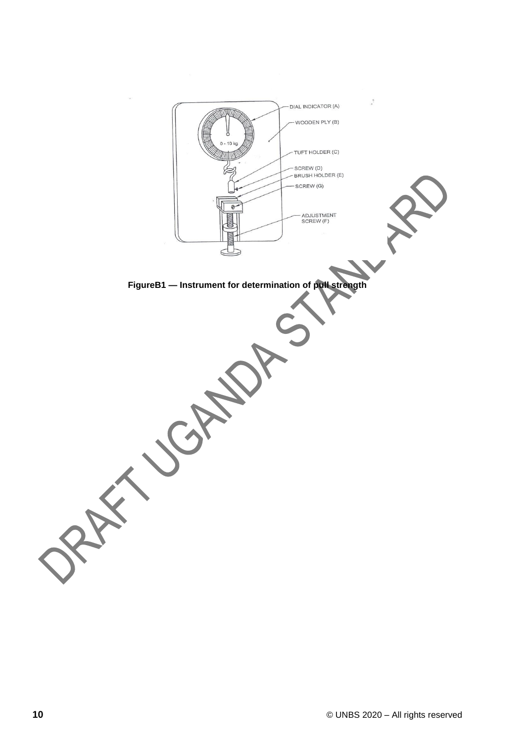**FigureB1 — Instrument for determination of pull strength**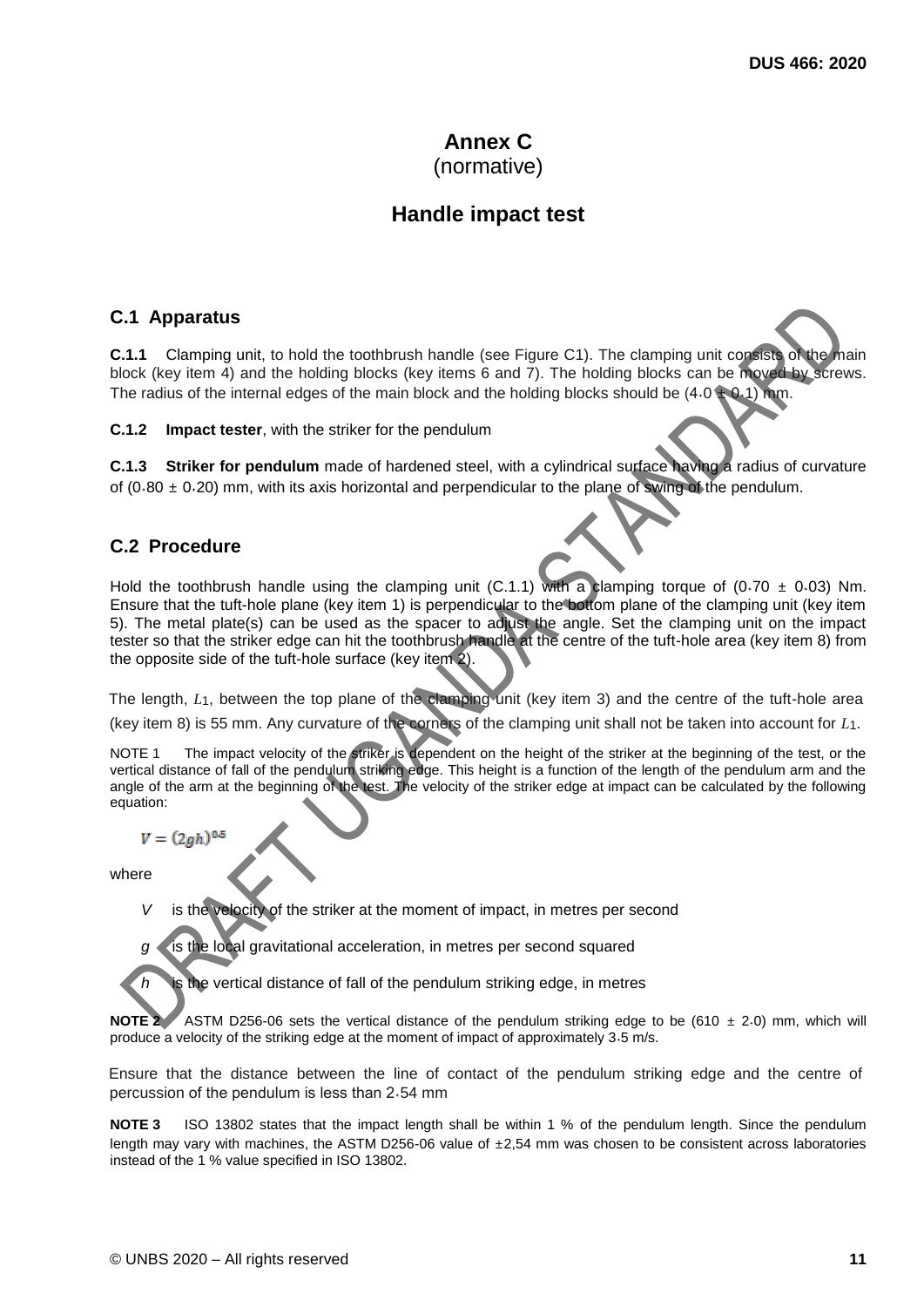# Annex C
(normative)

## Handle impact test

### C.1 Apparatus

**C.1.1** Clamping unit, to hold the toothbrush handle (see Figure C1). The clamping unit consists of the main block (key item 4) and the holding blocks (key items 6 and 7). The holding blocks can be moved by screws. The radius of the internal edges of the main block and the holding blocks should be (4.0 ± 0.1) mm.

**C.1.2** **Impact tester**, with the striker for the pendulum

**C.1.3** **Striker for pendulum** made of hardened steel, with a cylindrical surface having a radius of curvature of (0.80 ± 0.20) mm, with its axis horizontal and perpendicular to the plane of swing of the pendulum.

### C.2 Procedure

Hold the toothbrush handle using the clamping unit (C.1.1) with a clamping torque of (0.70 ± 0.03) Nm. Ensure that the tuft-hole plane (key item 1) is perpendicular to the bottom plane of the clamping unit (key item 5). The metal plate(s) can be used as the spacer to adjust the angle. Set the clamping unit on the impact tester so that the striker edge can hit the toothbrush handle at the centre of the tuft-hole area (key item 8) from the opposite side of the tuft-hole surface (key item 2).

The length, $L_1$, between the top plane of the clamping unit (key item 3) and the centre of the tuft-hole area (key item 8) is 55 mm. Any curvature of the corners of the clamping unit shall not be taken into account for $L_1$.

NOTE 1 The impact velocity of the striker is dependent on the height of the striker at the beginning of the test, or the vertical distance of fall of the pendulum striking edge. This height is a function of the length of the pendulum arm and the angle of the arm at the beginning of the test. The velocity of the striker edge at impact can be calculated by the following equation:

$$V = (2gh)^{0.5}$$

where

$V$ is the velocity of the striker at the moment of impact, in metres per second

$g$ is the local gravitational acceleration, in metres per second squared

$h$ is the vertical distance of fall of the pendulum striking edge, in metres

**NOTE 2** ASTM D256-06 sets the vertical distance of the pendulum striking edge to be (610 ± 2.0) mm, which will produce a velocity of the striking edge at the moment of impact of approximately 3.5 m/s.

Ensure that the distance between the line of contact of the pendulum striking edge and the centre of percussion of the pendulum is less than 2.54 mm

**NOTE 3** ISO 13802 states that the impact length shall be within 1 % of the pendulum length. Since the pendulum length may vary with machines, the ASTM D256-06 value of ±2,54 mm was chosen to be consistent across laboratories instead of the 1 % value specified in ISO 13802.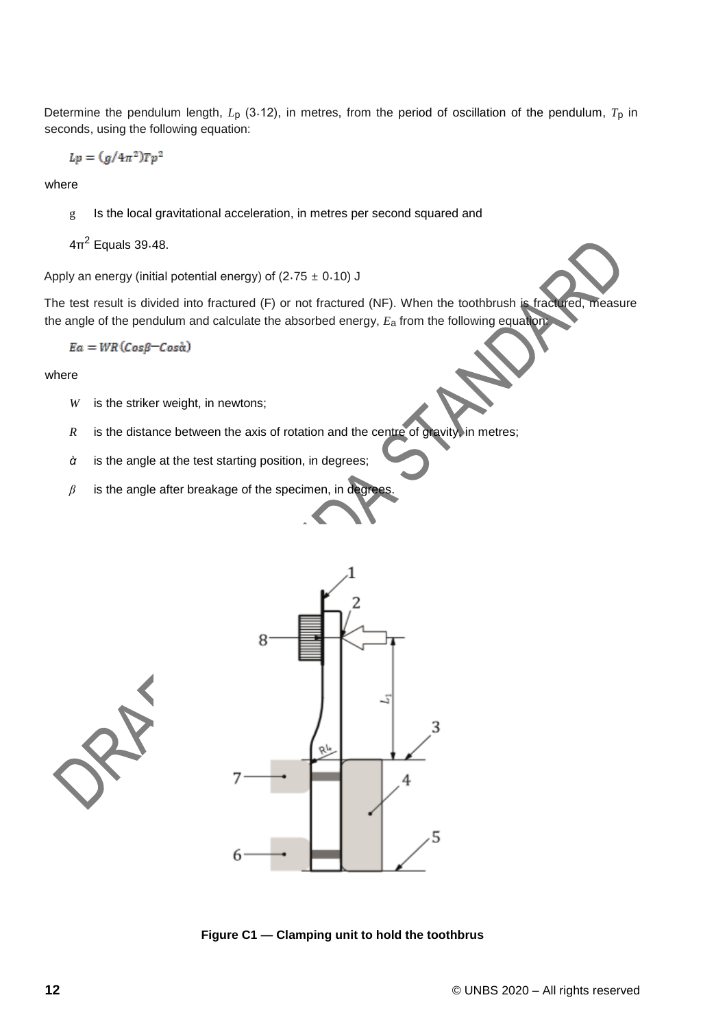Determine the pendulum length, $L_p$ (3.12), in metres, from the period of oscillation of the pendulum, $T_p$ in seconds, using the following equation:

$$Lp = (g/4\pi^2)Tp^2$$

where

g Is the local gravitational acceleration, in metres per second squared and

$4\pi^2$ Equals 39.48.

Apply an energy (initial potential energy) of (2.75 ± 0.10) J

The test result is divided into fractured (F) or not fractured (NF). When the toothbrush is fractured, measure the angle of the pendulum and calculate the absorbed energy, $E_a$ from the following equation:

$$Ea = WR\,(Cos\beta - Cos\dot{\alpha})$$

where

$W$ is the striker weight, in newtons;

$R$ is the distance between the axis of rotation and the centre of gravity, in metres;

$\dot{\alpha}$ is the angle at the test starting position, in degrees;

$\beta$ is the angle after breakage of the specimen, in degrees.

**Figure C1 — Clamping unit to hold the toothbrus**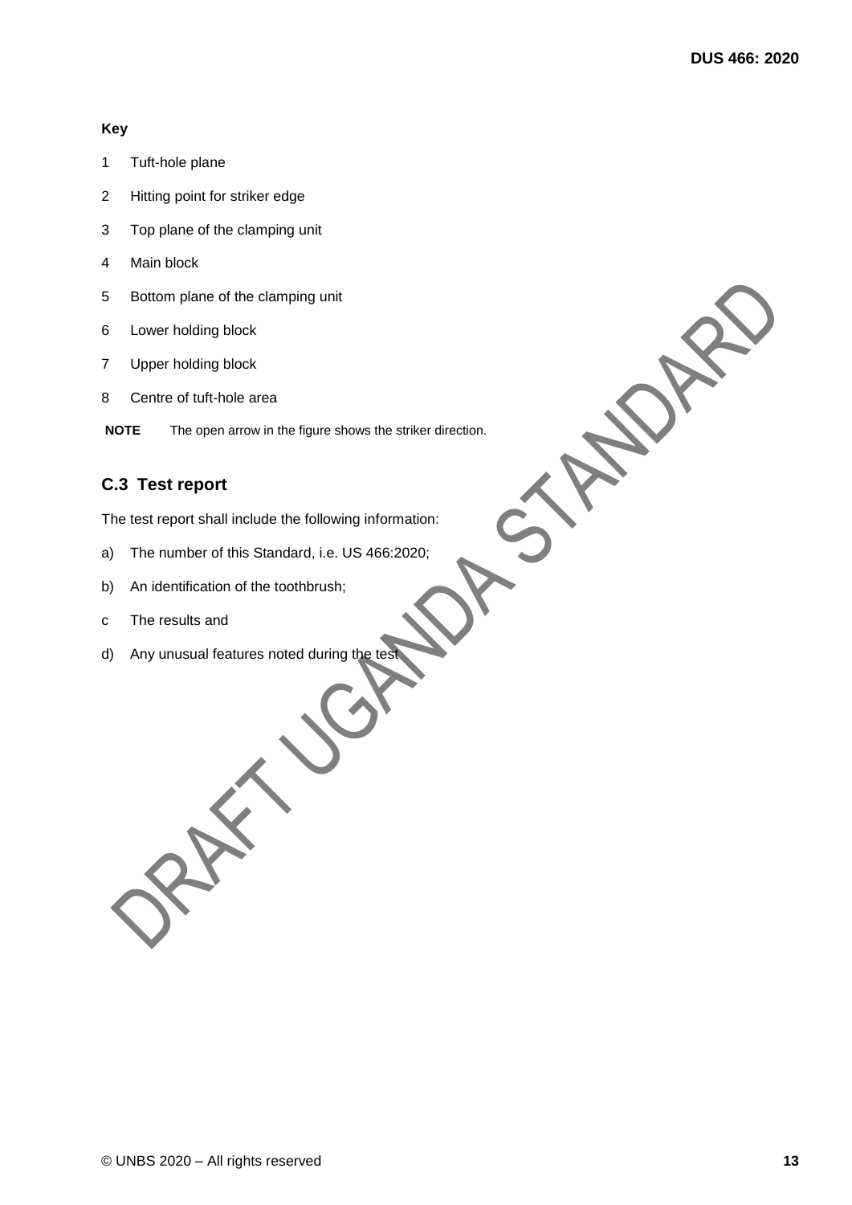**Key**

1 Tuft-hole plane

2 Hitting point for striker edge

3 Top plane of the clamping unit

4 Main block

5 Bottom plane of the clamping unit

6 Lower holding block

7 Upper holding block

8 Centre of tuft-hole area

**NOTE** The open arrow in the figure shows the striker direction.

## C.3 Test report

The test report shall include the following information:

a) The number of this Standard, i.e. US 466:2020;

b) An identification of the toothbrush;

c The results and

d) Any unusual features noted during the test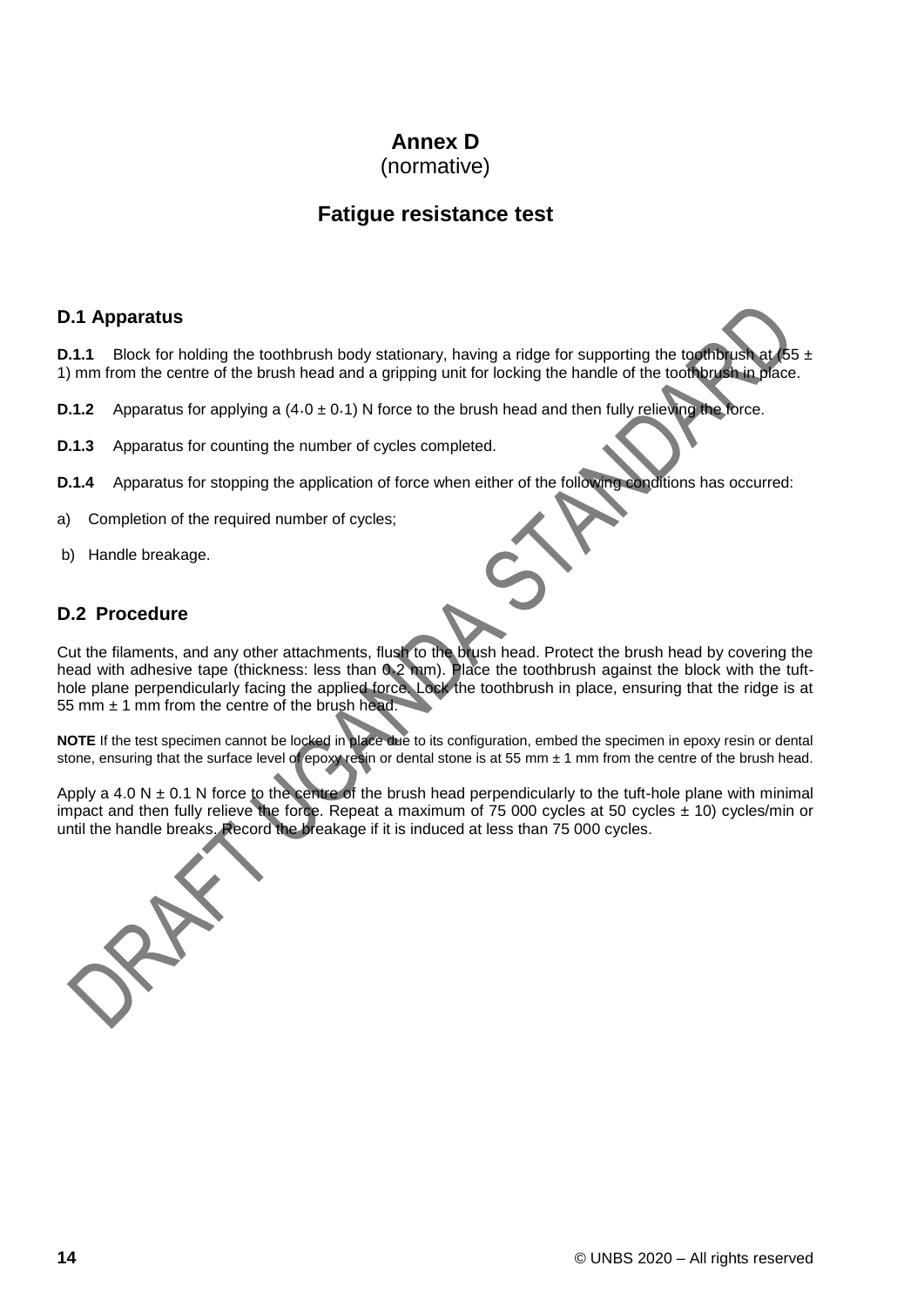# Annex D
(normative)

## Fatigue resistance test

### D.1 Apparatus

**D.1.1** Block for holding the toothbrush body stationary, having a ridge for supporting the toothbrush at (55 ± 1) mm from the centre of the brush head and a gripping unit for locking the handle of the toothbrush in place.

**D.1.2** Apparatus for applying a (4.0 ± 0.1) N force to the brush head and then fully relieving the force.

**D.1.3** Apparatus for counting the number of cycles completed.

**D.1.4** Apparatus for stopping the application of force when either of the following conditions has occurred:

a) Completion of the required number of cycles;

b) Handle breakage.

### D.2 Procedure

Cut the filaments, and any other attachments, flush to the brush head. Protect the brush head by covering the head with adhesive tape (thickness: less than 0.2 mm). Place the toothbrush against the block with the tuft-hole plane perpendicularly facing the applied force. Lock the toothbrush in place, ensuring that the ridge is at 55 mm ± 1 mm from the centre of the brush head.

**NOTE** If the test specimen cannot be locked in place due to its configuration, embed the specimen in epoxy resin or dental stone, ensuring that the surface level of epoxy resin or dental stone is at 55 mm ± 1 mm from the centre of the brush head.

Apply a 4.0 N ± 0.1 N force to the centre of the brush head perpendicularly to the tuft-hole plane with minimal impact and then fully relieve the force. Repeat a maximum of 75 000 cycles at 50 cycles ± 10) cycles/min or until the handle breaks. Record the breakage if it is induced at less than 75 000 cycles.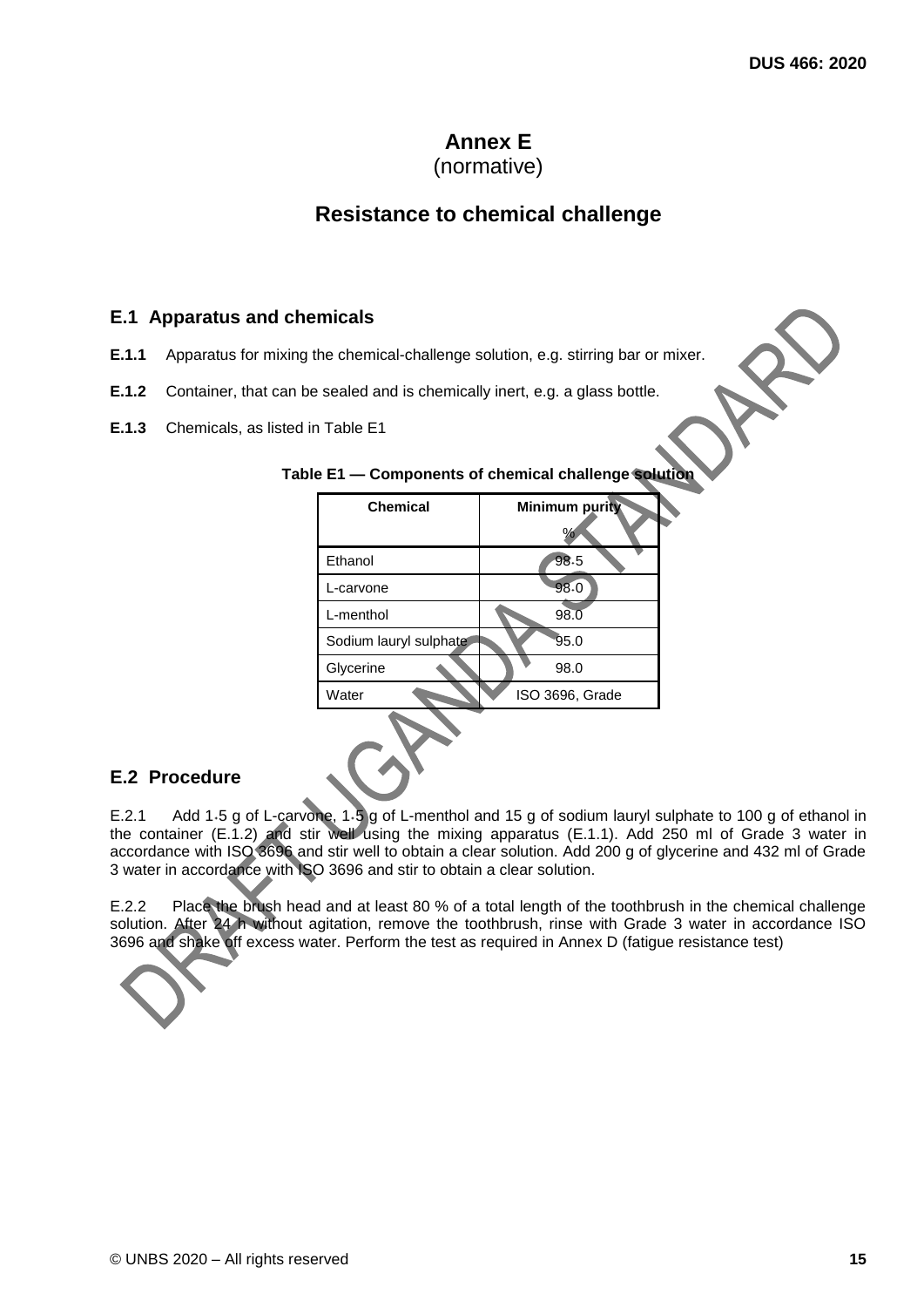# Annex E
(normative)

# Resistance to chemical challenge

## E.1 Apparatus and chemicals

**E.1.1** Apparatus for mixing the chemical-challenge solution, e.g. stirring bar or mixer.

**E.1.2** Container, that can be sealed and is chemically inert, e.g. a glass bottle.

**E.1.3** Chemicals, as listed in Table E1

**Table E1 — Components of chemical challenge solution**

| Chemical | Minimum purity<br>% |
|---|---|
| Ethanol | 98.5 |
| L-carvone | 98.0 |
| L-menthol | 98.0 |
| Sodium lauryl sulphate | 95.0 |
| Glycerine | 98.0 |
| Water | ISO 3696, Grade |

## E.2 Procedure

E.2.1 Add 1.5 g of L-carvone, 1.5 g of L-menthol and 15 g of sodium lauryl sulphate to 100 g of ethanol in the container (E.1.2) and stir well using the mixing apparatus (E.1.1). Add 250 ml of Grade 3 water in accordance with ISO 3696 and stir well to obtain a clear solution. Add 200 g of glycerine and 432 ml of Grade 3 water in accordance with ISO 3696 and stir to obtain a clear solution.

E.2.2 Place the brush head and at least 80 % of a total length of the toothbrush in the chemical challenge solution. After 24 h without agitation, remove the toothbrush, rinse with Grade 3 water in accordance ISO 3696 and shake off excess water. Perform the test as required in Annex D (fatigue resistance test)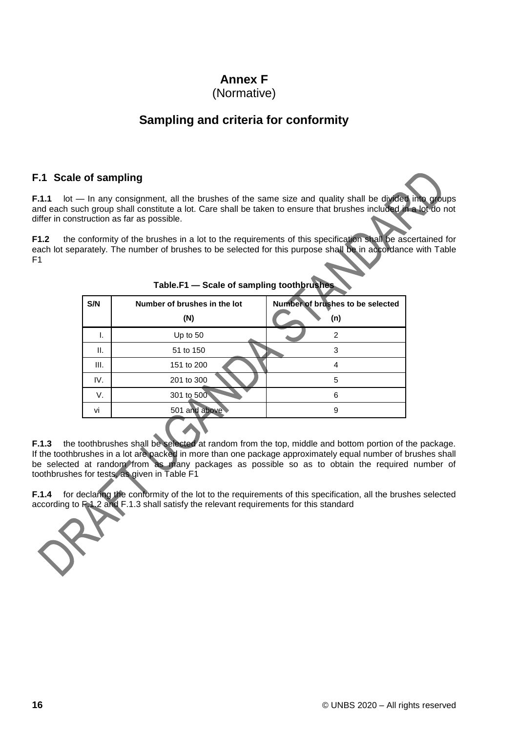# Annex F
(Normative)

## Sampling and criteria for conformity

### F.1 Scale of sampling

**F.1.1** lot — In any consignment, all the brushes of the same size and quality shall be divided into groups and each such group shall constitute a lot. Care shall be taken to ensure that brushes included in a lot do not differ in construction as far as possible.

**F1.2** the conformity of the brushes in a lot to the requirements of this specification shall be ascertained for each lot separately. The number of brushes to be selected for this purpose shall be in accordance with Table F1

**Table.F1 — Scale of sampling toothbrushes**

| S/N | Number of brushes in the lot (N) | Number of brushes to be selected (n) |
|---|---|---|
| I. | Up to 50 | 2 |
| II. | 51 to 150 | 3 |
| III. | 151 to 200 | 4 |
| IV. | 201 to 300 | 5 |
| V. | 301 to 500 | 6 |
| vi | 501 and above | 9 |

**F.1.3** the toothbrushes shall be selected at random from the top, middle and bottom portion of the package. If the toothbrushes in a lot are packed in more than one package approximately equal number of brushes shall be selected at random from as many packages as possible so as to obtain the required number of toothbrushes for tests, as given in Table F1

**F.1.4** for declaring the conformity of the lot to the requirements of this specification, all the brushes selected according to F.1.2 and F.1.3 shall satisfy the relevant requirements for this standard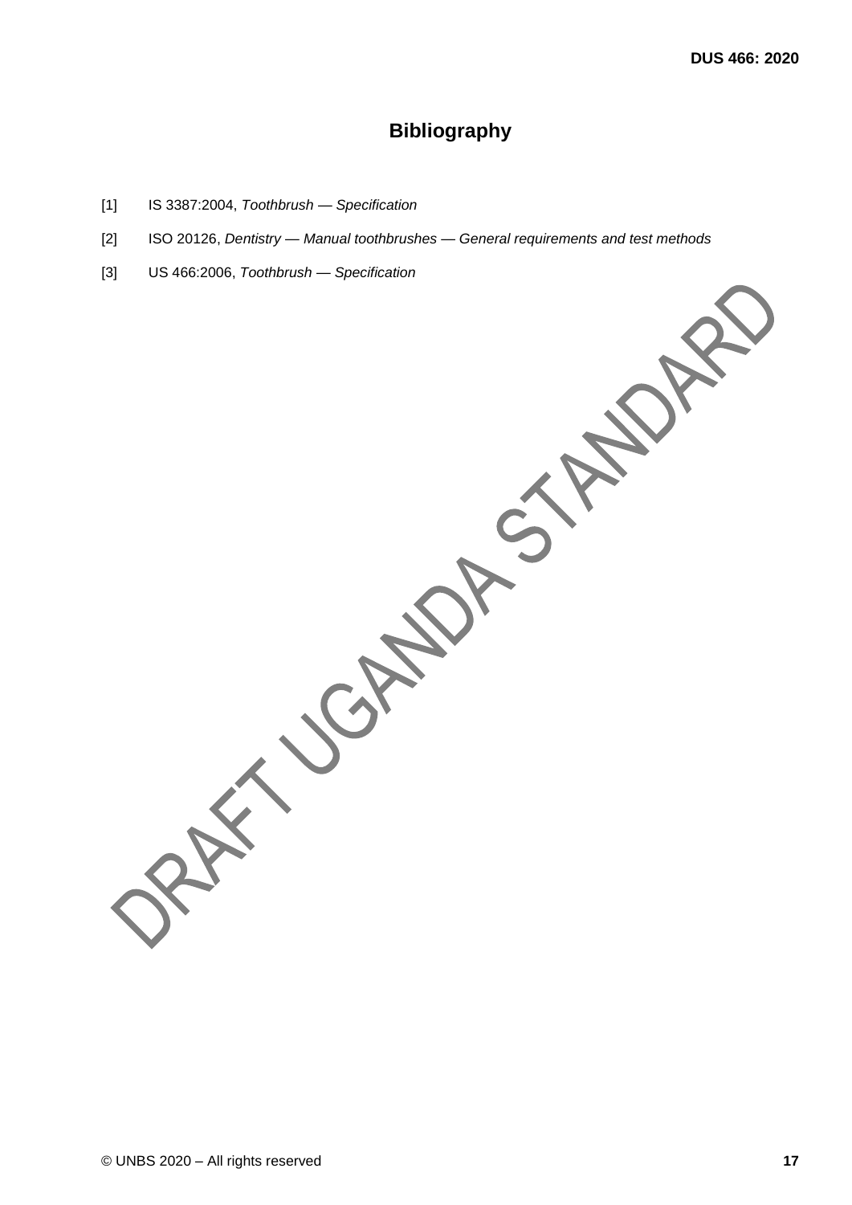# Bibliography

[1] IS 3387:2004, *Toothbrush — Specification*

[2] ISO 20126, *Dentistry — Manual toothbrushes — General requirements and test methods*

[3] US 466:2006, *Toothbrush — Specification*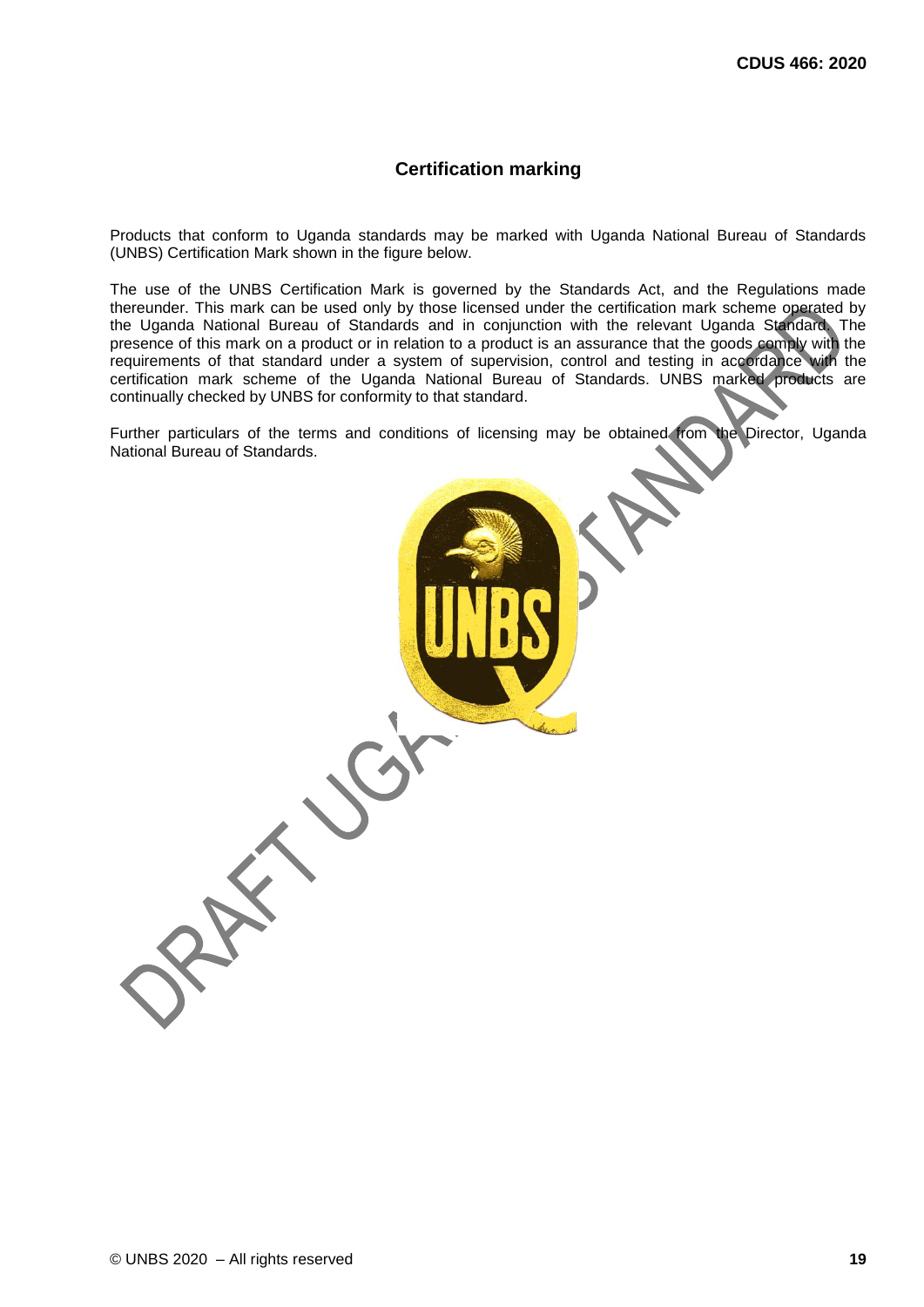## Certification marking

Products that conform to Uganda standards may be marked with Uganda National Bureau of Standards (UNBS) Certification Mark shown in the figure below.

The use of the UNBS Certification Mark is governed by the Standards Act, and the Regulations made thereunder. This mark can be used only by those licensed under the certification mark scheme operated by the Uganda National Bureau of Standards and in conjunction with the relevant Uganda Standard. The presence of this mark on a product or in relation to a product is an assurance that the goods comply with the requirements of that standard under a system of supervision, control and testing in accordance with the certification mark scheme of the Uganda National Bureau of Standards. UNBS marked products are continually checked by UNBS for conformity to that standard.

Further particulars of the terms and conditions of licensing may be obtained from the Director, Uganda National Bureau of Standards.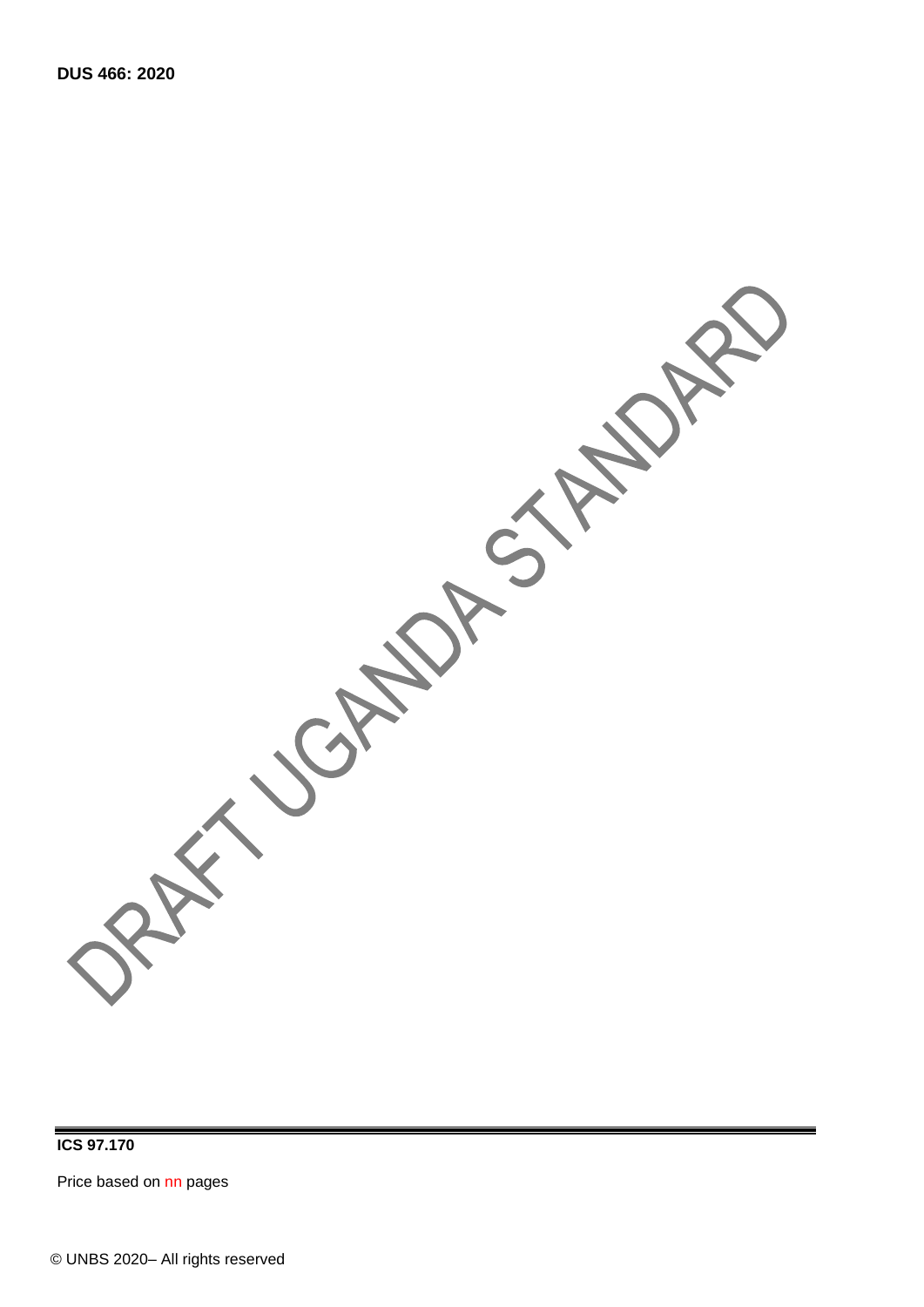**DUS 466: 2020**

DRAFT UGANDA STANDARD

**ICS 97.170**

Price based on nn pages

© UNBS 2020– All rights reserved